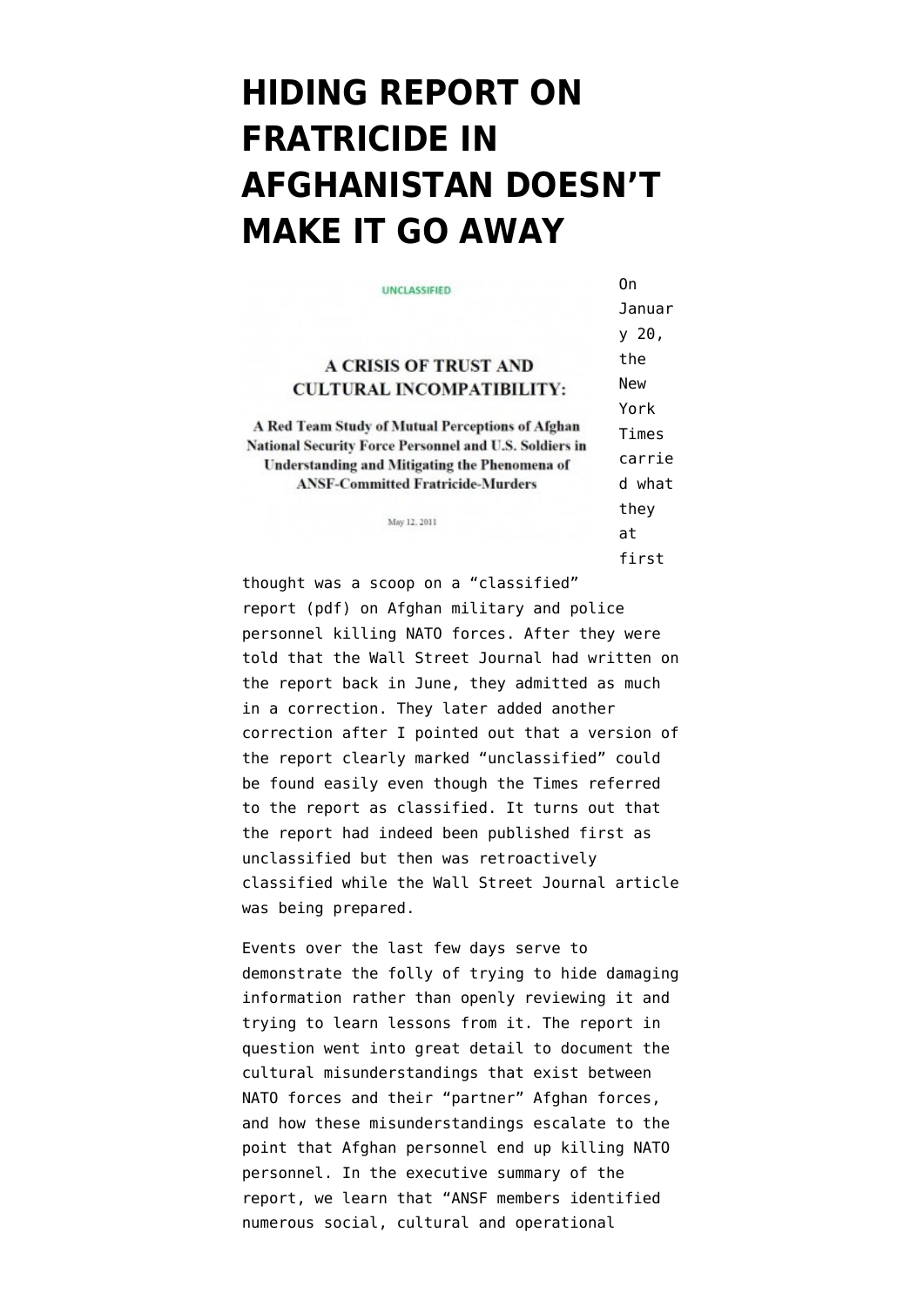# HIDING REPORT ON FRATRICIDE IN AFGHANISTAN DOESN'T MAKE IT GO AWAY

On January 20, the New York Times carried what they at first thought was a scoop on a "classified" report (pdf) on Afghan military and police personnel killing NATO forces. After they were told that the Wall Street Journal had written on the report back in June, they admitted as much in a correction. They later added another correction after I pointed out that a version of the report clearly marked "unclassified" could be found easily even though the Times referred to the report as classified. It turns out that the report had indeed been published first as unclassified but then was retroactively classified while the Wall Street Journal article was being prepared.

Events over the last few days serve to demonstrate the folly of trying to hide damaging information rather than openly reviewing it and trying to learn lessons from it. The report in question went into great detail to document the cultural misunderstandings that exist between NATO forces and their "partner" Afghan forces, and how these misunderstandings escalate to the point that Afghan personnel end up killing NATO personnel. In the executive summary of the report, we learn that "ANSF members identified numerous social, cultural and operational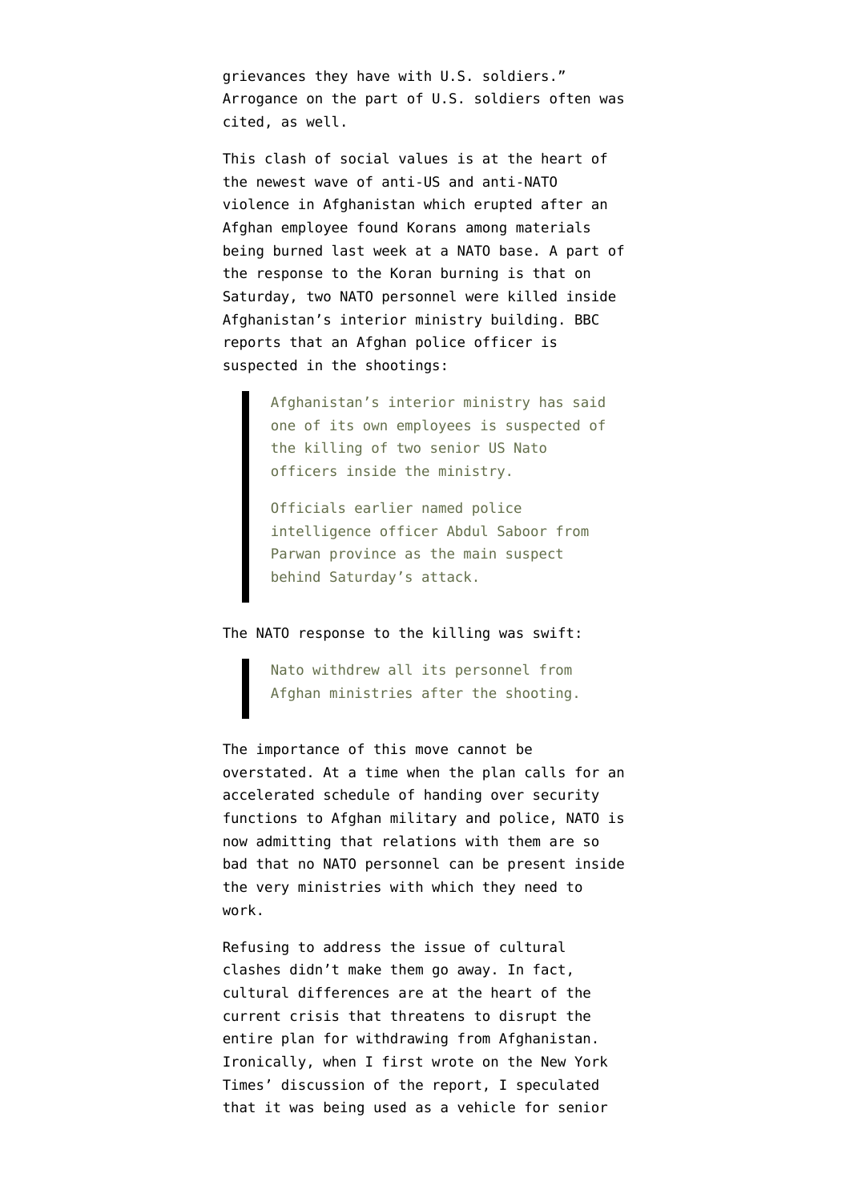grievances they have with U.S. soldiers." Arrogance on the part of U.S. soldiers often was cited, as well.

This clash of social values is at the heart of the newest wave of anti-US and anti-NATO violence in Afghanistan which erupted after an Afghan employee found Korans among materials being burned last week at a NATO base. A part of the response to the Koran burning is that on Saturday, two NATO personnel were killed inside Afghanistan's interior ministry building. BBC reports that an Afghan police officer is suspected in the shootings:

> Afghanistan's interior ministry has said one of its own employees is suspected of the killing of two senior US Nato officers inside the ministry.
>
> Officials earlier named police intelligence officer Abdul Saboor from Parwan province as the main suspect behind Saturday's attack.

The NATO response to the killing was swift:

> Nato withdrew all its personnel from Afghan ministries after the shooting.

The importance of this move cannot be overstated. At a time when the plan calls for an accelerated schedule of handing over security functions to Afghan military and police, NATO is now admitting that relations with them are so bad that no NATO personnel can be present inside the very ministries with which they need to work.

Refusing to address the issue of cultural clashes didn't make them go away. In fact, cultural differences are at the heart of the current crisis that threatens to disrupt the entire plan for withdrawing from Afghanistan. Ironically, when I first wrote on the New York Times' discussion of the report, I speculated that it was being used as a vehicle for senior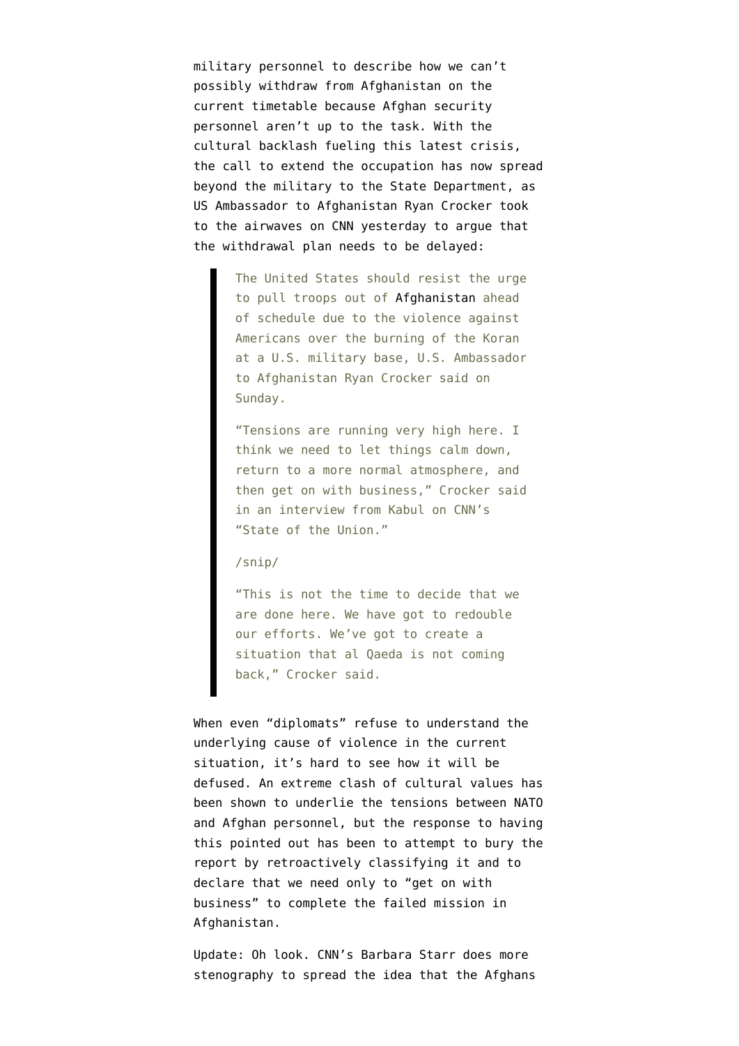military personnel to describe how we can't possibly withdraw from Afghanistan on the current timetable because Afghan security personnel aren't up to the task. With the cultural backlash fueling this latest crisis, the call to extend the occupation has now spread beyond the military to the State Department, as US Ambassador to Afghanistan Ryan Crocker took to the airwaves on CNN yesterday to argue that the withdrawal plan needs to be delayed:

> The United States should resist the urge to pull troops out of Afghanistan ahead of schedule due to the violence against Americans over the burning of the Koran at a U.S. military base, U.S. Ambassador to Afghanistan Ryan Crocker said on Sunday.
>
> "Tensions are running very high here. I think we need to let things calm down, return to a more normal atmosphere, and then get on with business," Crocker said in an interview from Kabul on CNN's "State of the Union."
>
> /snip/
>
> "This is not the time to decide that we are done here. We have got to redouble our efforts. We've got to create a situation that al Qaeda is not coming back," Crocker said.

When even "diplomats" refuse to understand the underlying cause of violence in the current situation, it's hard to see how it will be defused. An extreme clash of cultural values has been shown to underlie the tensions between NATO and Afghan personnel, but the response to having this pointed out has been to attempt to bury the report by retroactively classifying it and to declare that we need only to "get on with business" to complete the failed mission in Afghanistan.

Update: Oh look. CNN's Barbara Starr does more stenography to spread the idea that the Afghans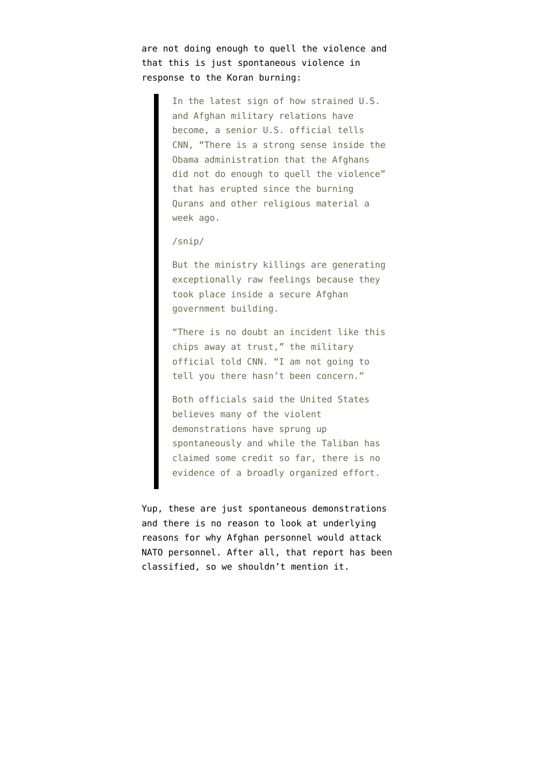are not doing enough to quell the violence and that this is just spontaneous violence in response to the Koran burning:

> In the latest sign of how strained U.S. and Afghan military relations have become, a senior U.S. official tells CNN, "There is a strong sense inside the Obama administration that the Afghans did not do enough to quell the violence" that has erupted since the burning Qurans and other religious material a week ago.
>
> /snip/
>
> But the ministry killings are generating exceptionally raw feelings because they took place inside a secure Afghan government building.
>
> "There is no doubt an incident like this chips away at trust," the military official told CNN. "I am not going to tell you there hasn't been concern."
>
> Both officials said the United States believes many of the violent demonstrations have sprung up spontaneously and while the Taliban has claimed some credit so far, there is no evidence of a broadly organized effort.

Yup, these are just spontaneous demonstrations and there is no reason to look at underlying reasons for why Afghan personnel would attack NATO personnel. After all, that report has been classified, so we shouldn't mention it.